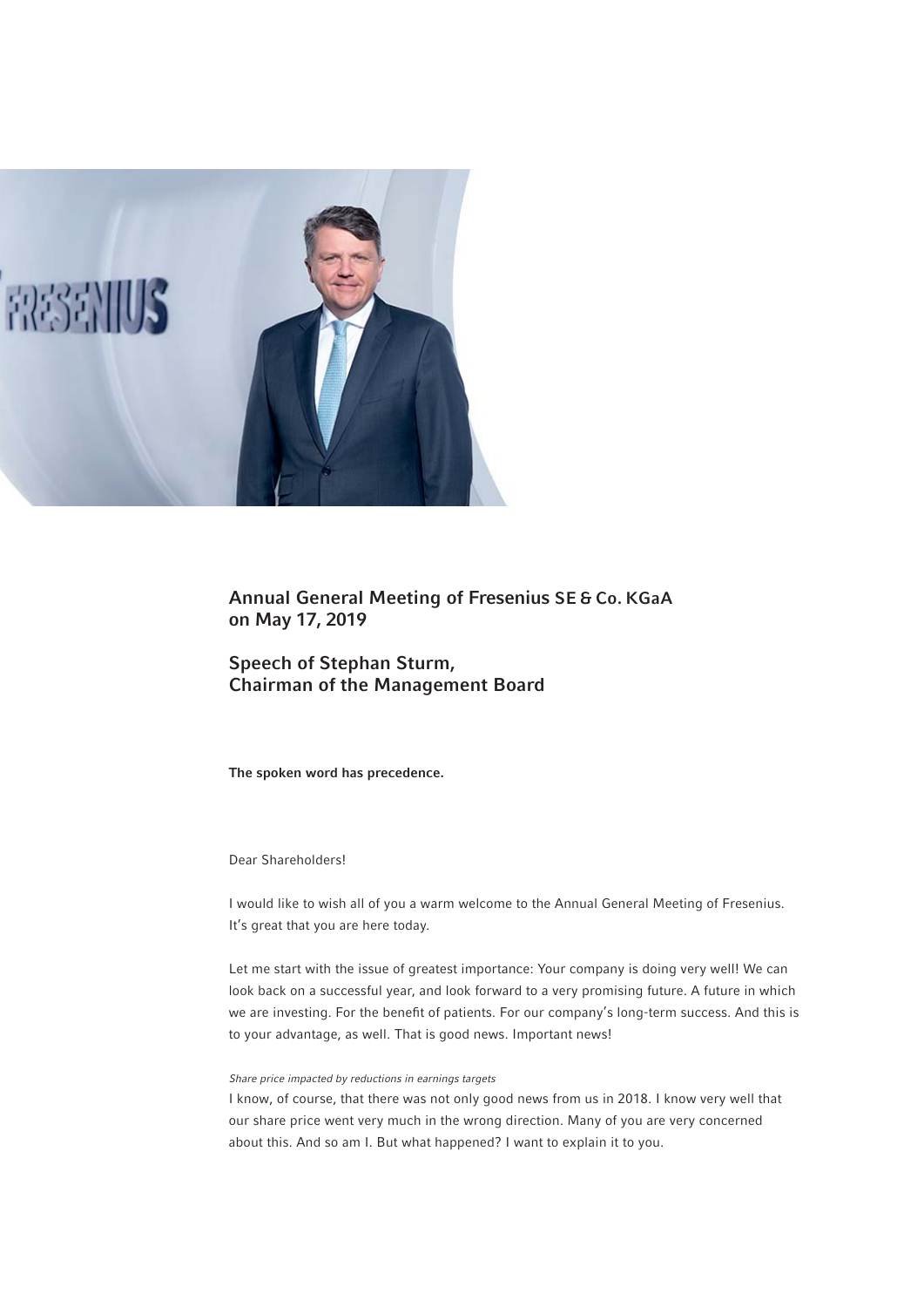# Annual General Meeting of Fresenius SE & Co. KGaA on May 17, 2019

## Speech of Stephan Sturm, Chairman of the Management Board

**The spoken word has precedence.**

Dear Shareholders!

I would like to wish all of you a warm welcome to the Annual General Meeting of Fresenius. It's great that you are here today.

Let me start with the issue of greatest importance: Your company is doing very well! We can look back on a successful year, and look forward to a very promising future. A future in which we are investing. For the benefit of patients. For our company's long-term success. And this is to your advantage, as well. That is good news. Important news!

*Share price impacted by reductions in earnings targets*

I know, of course, that there was not only good news from us in 2018. I know very well that our share price went very much in the wrong direction. Many of you are very concerned about this. And so am I. But what happened? I want to explain it to you.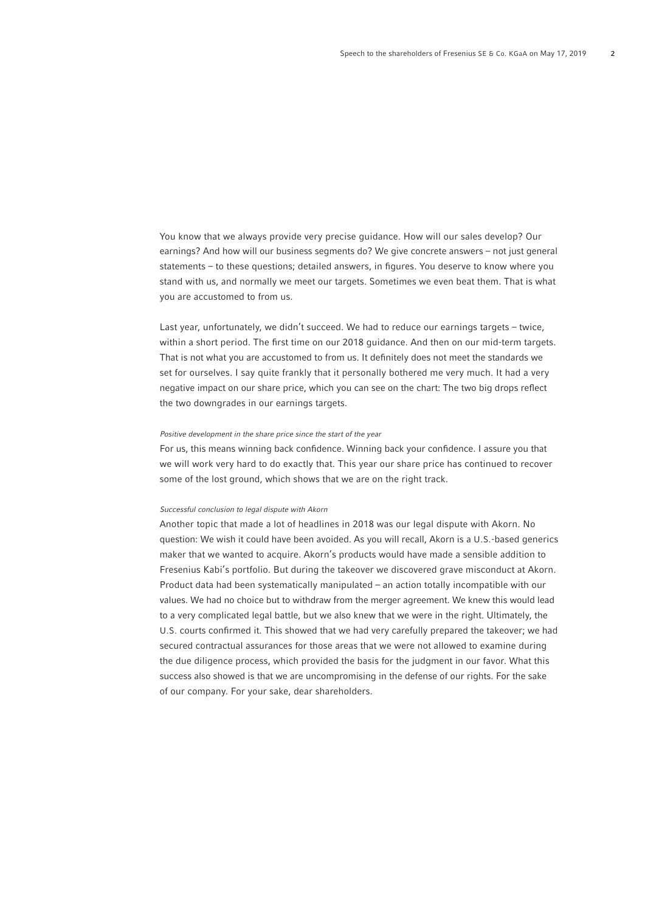You know that we always provide very precise guidance. How will our sales develop? Our earnings? And how will our business segments do? We give concrete answers – not just general statements – to these questions; detailed answers, in figures. You deserve to know where you stand with us, and normally we meet our targets. Sometimes we even beat them. That is what you are accustomed to from us.

Last year, unfortunately, we didn't succeed. We had to reduce our earnings targets – twice, within a short period. The first time on our 2018 guidance. And then on our mid-term targets. That is not what you are accustomed to from us. It definitely does not meet the standards we set for ourselves. I say quite frankly that it personally bothered me very much. It had a very negative impact on our share price, which you can see on the chart: The two big drops reflect the two downgrades in our earnings targets.

*Positive development in the share price since the start of the year*

For us, this means winning back confidence. Winning back your confidence. I assure you that we will work very hard to do exactly that. This year our share price has continued to recover some of the lost ground, which shows that we are on the right track.

*Successful conclusion to legal dispute with Akorn*

Another topic that made a lot of headlines in 2018 was our legal dispute with Akorn. No question: We wish it could have been avoided. As you will recall, Akorn is a U.S.-based generics maker that we wanted to acquire. Akorn's products would have made a sensible addition to Fresenius Kabi's portfolio. But during the takeover we discovered grave misconduct at Akorn. Product data had been systematically manipulated – an action totally incompatible with our values. We had no choice but to withdraw from the merger agreement. We knew this would lead to a very complicated legal battle, but we also knew that we were in the right. Ultimately, the U.S. courts confirmed it. This showed that we had very carefully prepared the takeover; we had secured contractual assurances for those areas that we were not allowed to examine during the due diligence process, which provided the basis for the judgment in our favor. What this success also showed is that we are uncompromising in the defense of our rights. For the sake of our company. For your sake, dear shareholders.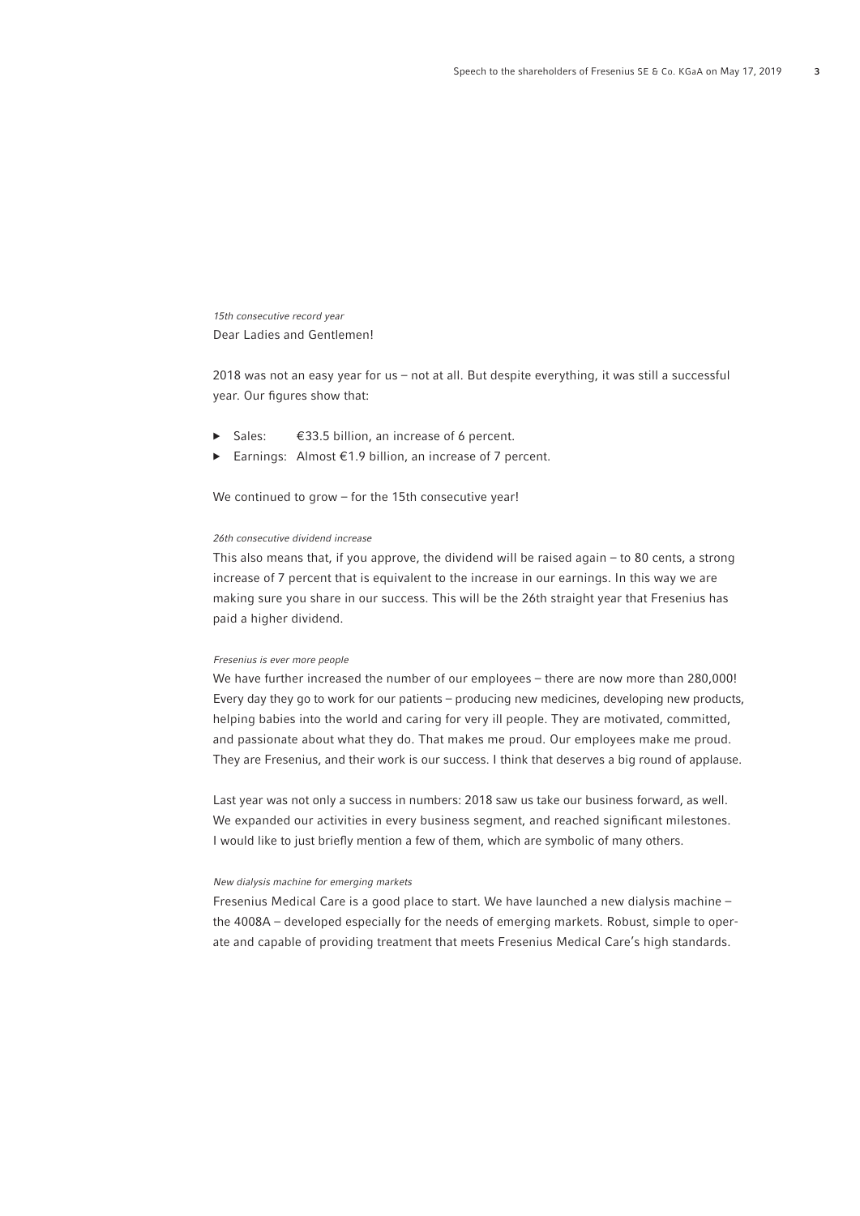*15th consecutive record year*

Dear Ladies and Gentlemen!

2018 was not an easy year for us – not at all. But despite everything, it was still a successful year. Our figures show that:

- Sales: €33.5 billion, an increase of 6 percent.
- Earnings: Almost €1.9 billion, an increase of 7 percent.

We continued to grow – for the 15th consecutive year!

*26th consecutive dividend increase*

This also means that, if you approve, the dividend will be raised again – to 80 cents, a strong increase of 7 percent that is equivalent to the increase in our earnings. In this way we are making sure you share in our success. This will be the 26th straight year that Fresenius has paid a higher dividend.

*Fresenius is ever more people*

We have further increased the number of our employees – there are now more than 280,000! Every day they go to work for our patients – producing new medicines, developing new products, helping babies into the world and caring for very ill people. They are motivated, committed, and passionate about what they do. That makes me proud. Our employees make me proud. They are Fresenius, and their work is our success. I think that deserves a big round of applause.

Last year was not only a success in numbers: 2018 saw us take our business forward, as well. We expanded our activities in every business segment, and reached significant milestones. I would like to just briefly mention a few of them, which are symbolic of many others.

*New dialysis machine for emerging markets*

Fresenius Medical Care is a good place to start. We have launched a new dialysis machine – the 4008A – developed especially for the needs of emerging markets. Robust, simple to operate and capable of providing treatment that meets Fresenius Medical Care's high standards.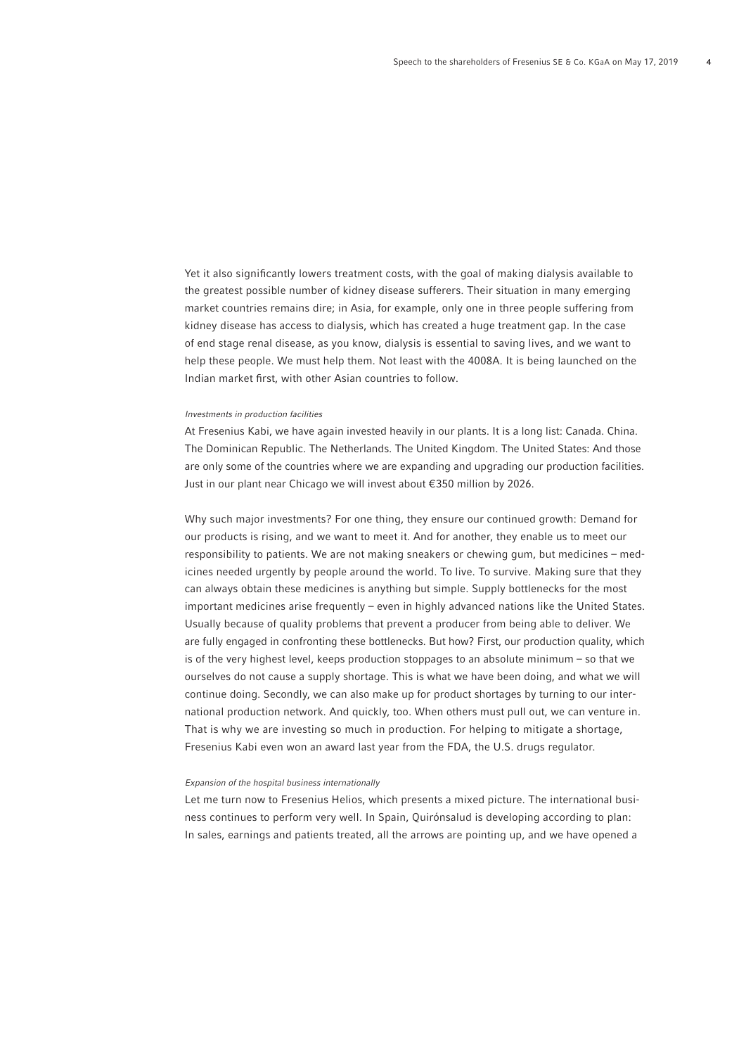Yet it also significantly lowers treatment costs, with the goal of making dialysis available to the greatest possible number of kidney disease sufferers. Their situation in many emerging market countries remains dire; in Asia, for example, only one in three people suffering from kidney disease has access to dialysis, which has created a huge treatment gap. In the case of end stage renal disease, as you know, dialysis is essential to saving lives, and we want to help these people. We must help them. Not least with the 4008A. It is being launched on the Indian market first, with other Asian countries to follow.

*Investments in production facilities*

At Fresenius Kabi, we have again invested heavily in our plants. It is a long list: Canada. China. The Dominican Republic. The Netherlands. The United Kingdom. The United States: And those are only some of the countries where we are expanding and upgrading our production facilities. Just in our plant near Chicago we will invest about €350 million by 2026.

Why such major investments? For one thing, they ensure our continued growth: Demand for our products is rising, and we want to meet it. And for another, they enable us to meet our responsibility to patients. We are not making sneakers or chewing gum, but medicines – medicines needed urgently by people around the world. To live. To survive. Making sure that they can always obtain these medicines is anything but simple. Supply bottlenecks for the most important medicines arise frequently – even in highly advanced nations like the United States. Usually because of quality problems that prevent a producer from being able to deliver. We are fully engaged in confronting these bottlenecks. But how? First, our production quality, which is of the very highest level, keeps production stoppages to an absolute minimum – so that we ourselves do not cause a supply shortage. This is what we have been doing, and what we will continue doing. Secondly, we can also make up for product shortages by turning to our international production network. And quickly, too. When others must pull out, we can venture in. That is why we are investing so much in production. For helping to mitigate a shortage, Fresenius Kabi even won an award last year from the FDA, the U.S. drugs regulator.

*Expansion of the hospital business internationally*

Let me turn now to Fresenius Helios, which presents a mixed picture. The international business continues to perform very well. In Spain, Quirónsalud is developing according to plan: In sales, earnings and patients treated, all the arrows are pointing up, and we have opened a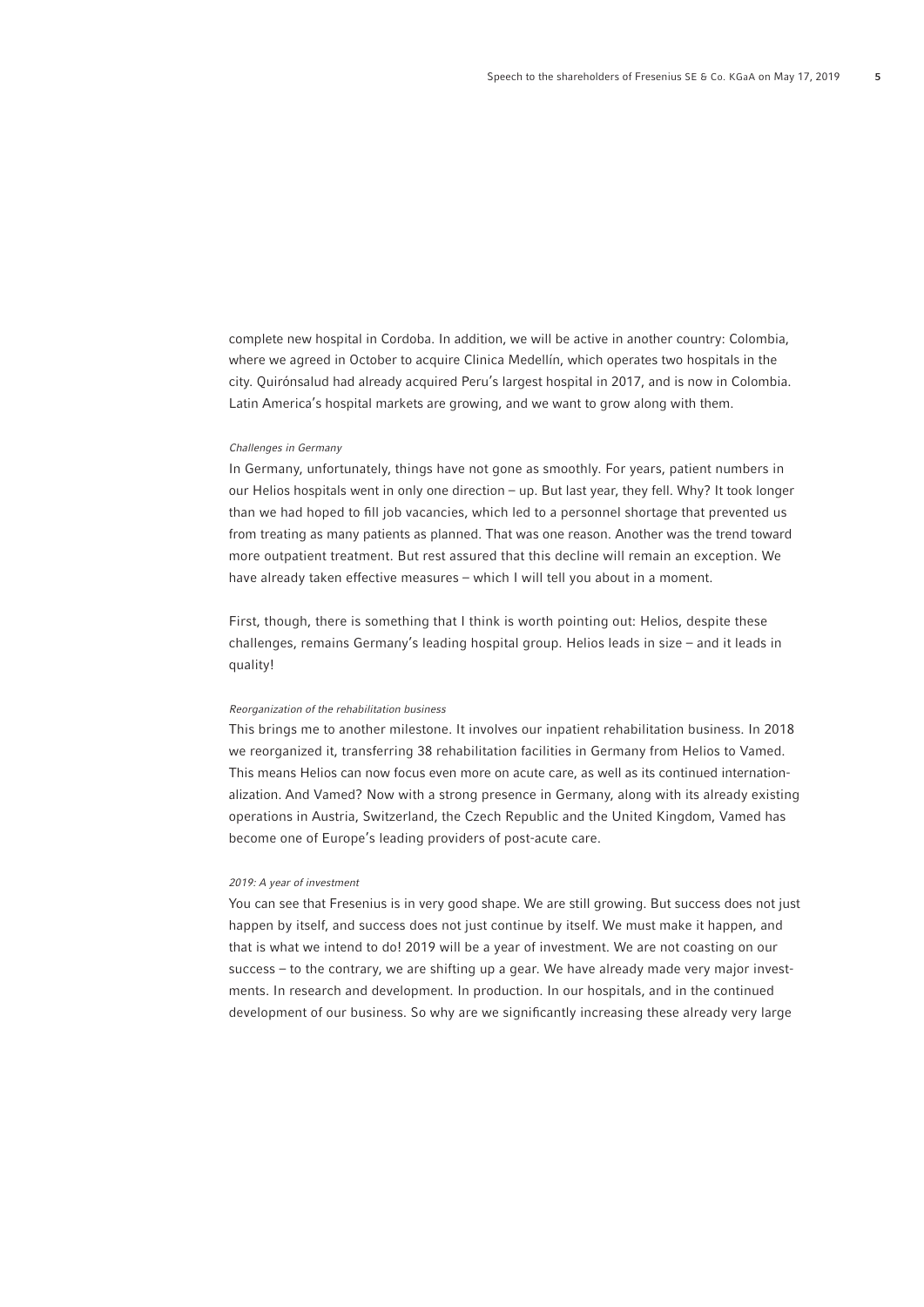complete new hospital in Cordoba. In addition, we will be active in another country: Colombia, where we agreed in October to acquire Clinica Medellín, which operates two hospitals in the city. Quirónsalud had already acquired Peru's largest hospital in 2017, and is now in Colombia. Latin America's hospital markets are growing, and we want to grow along with them.

*Challenges in Germany*

In Germany, unfortunately, things have not gone as smoothly. For years, patient numbers in our Helios hospitals went in only one direction – up. But last year, they fell. Why? It took longer than we had hoped to fill job vacancies, which led to a personnel shortage that prevented us from treating as many patients as planned. That was one reason. Another was the trend toward more outpatient treatment. But rest assured that this decline will remain an exception. We have already taken effective measures – which I will tell you about in a moment.

First, though, there is something that I think is worth pointing out: Helios, despite these challenges, remains Germany's leading hospital group. Helios leads in size – and it leads in quality!

*Reorganization of the rehabilitation business*

This brings me to another milestone. It involves our inpatient rehabilitation business. In 2018 we reorganized it, transferring 38 rehabilitation facilities in Germany from Helios to Vamed. This means Helios can now focus even more on acute care, as well as its continued internationalization. And Vamed? Now with a strong presence in Germany, along with its already existing operations in Austria, Switzerland, the Czech Republic and the United Kingdom, Vamed has become one of Europe's leading providers of post-acute care.

*2019: A year of investment*

You can see that Fresenius is in very good shape. We are still growing. But success does not just happen by itself, and success does not just continue by itself. We must make it happen, and that is what we intend to do! 2019 will be a year of investment. We are not coasting on our success – to the contrary, we are shifting up a gear. We have already made very major investments. In research and development. In production. In our hospitals, and in the continued development of our business. So why are we significantly increasing these already very large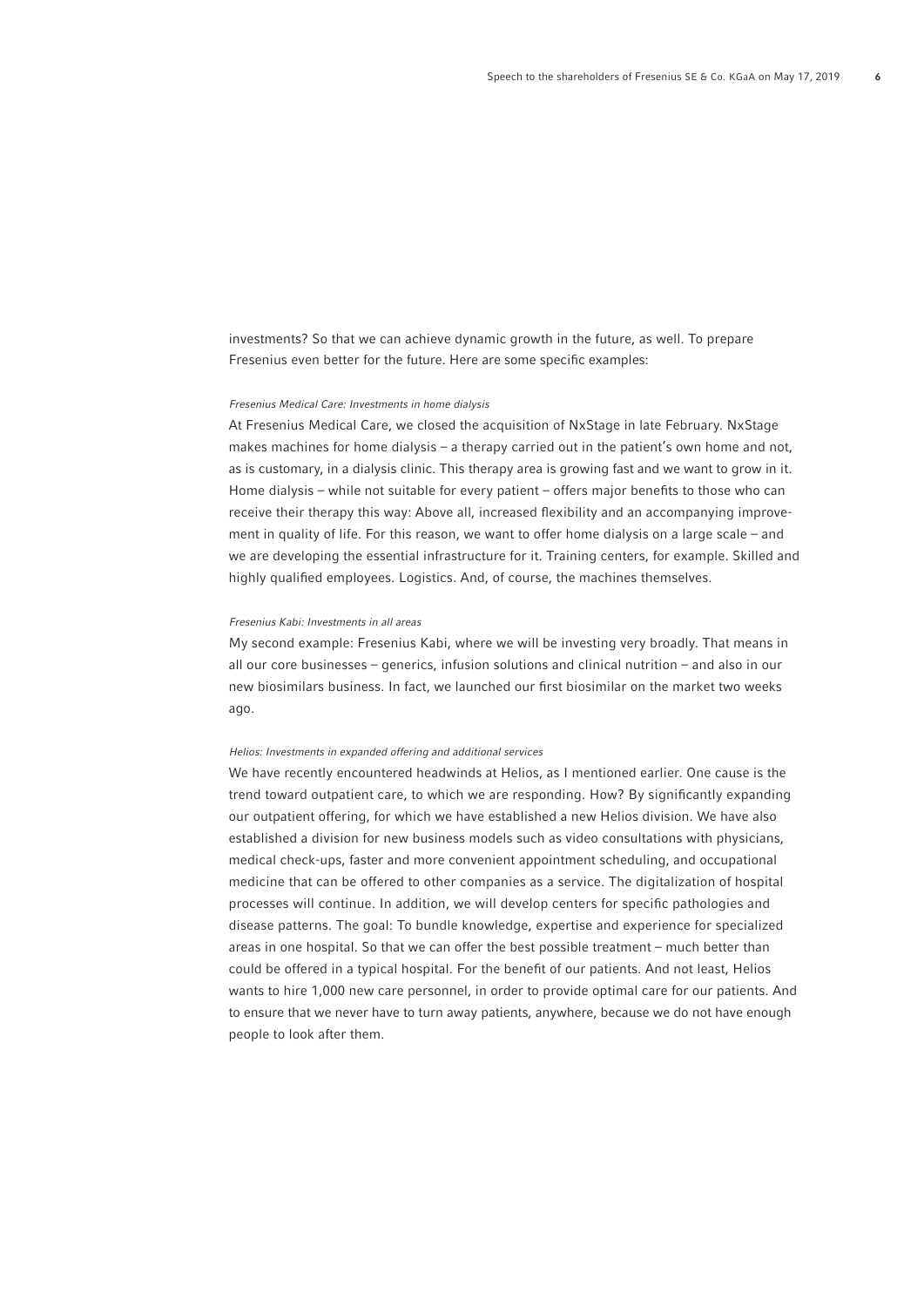investments? So that we can achieve dynamic growth in the future, as well. To prepare Fresenius even better for the future. Here are some specific examples:

*Fresenius Medical Care: Investments in home dialysis*

At Fresenius Medical Care, we closed the acquisition of NxStage in late February. NxStage makes machines for home dialysis – a therapy carried out in the patient's own home and not, as is customary, in a dialysis clinic. This therapy area is growing fast and we want to grow in it. Home dialysis – while not suitable for every patient – offers major benefits to those who can receive their therapy this way: Above all, increased flexibility and an accompanying improvement in quality of life. For this reason, we want to offer home dialysis on a large scale – and we are developing the essential infrastructure for it. Training centers, for example. Skilled and highly qualified employees. Logistics. And, of course, the machines themselves.

*Fresenius Kabi: Investments in all areas*

My second example: Fresenius Kabi, where we will be investing very broadly. That means in all our core businesses – generics, infusion solutions and clinical nutrition – and also in our new biosimilars business. In fact, we launched our first biosimilar on the market two weeks ago.

*Helios: Investments in expanded offering and additional services*

We have recently encountered headwinds at Helios, as I mentioned earlier. One cause is the trend toward outpatient care, to which we are responding. How? By significantly expanding our outpatient offering, for which we have established a new Helios division. We have also established a division for new business models such as video consultations with physicians, medical check-ups, faster and more convenient appointment scheduling, and occupational medicine that can be offered to other companies as a service. The digitalization of hospital processes will continue. In addition, we will develop centers for specific pathologies and disease patterns. The goal: To bundle knowledge, expertise and experience for specialized areas in one hospital. So that we can offer the best possible treatment – much better than could be offered in a typical hospital. For the benefit of our patients. And not least, Helios wants to hire 1,000 new care personnel, in order to provide optimal care for our patients. And to ensure that we never have to turn away patients, anywhere, because we do not have enough people to look after them.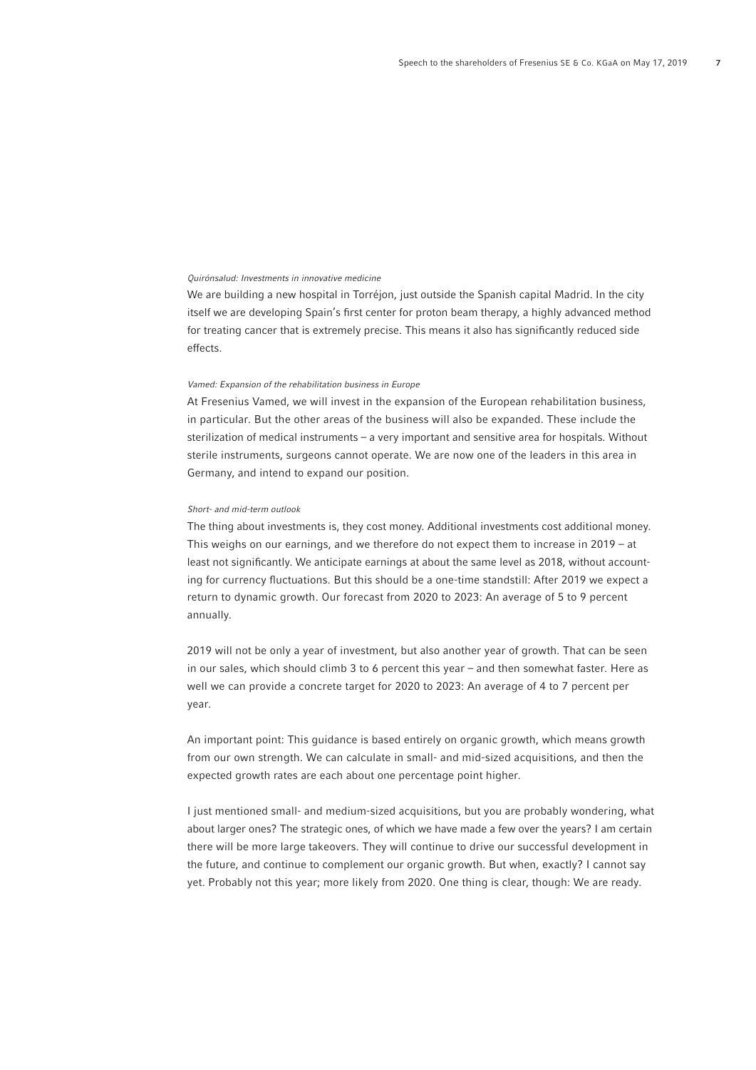*Quirónsalud: Investments in innovative medicine*

We are building a new hospital in Torréjon, just outside the Spanish capital Madrid. In the city itself we are developing Spain's first center for proton beam therapy, a highly advanced method for treating cancer that is extremely precise. This means it also has significantly reduced side effects.

*Vamed: Expansion of the rehabilitation business in Europe*

At Fresenius Vamed, we will invest in the expansion of the European rehabilitation business, in particular. But the other areas of the business will also be expanded. These include the sterilization of medical instruments – a very important and sensitive area for hospitals. Without sterile instruments, surgeons cannot operate. We are now one of the leaders in this area in Germany, and intend to expand our position.

*Short- and mid-term outlook*

The thing about investments is, they cost money. Additional investments cost additional money. This weighs on our earnings, and we therefore do not expect them to increase in 2019 – at least not significantly. We anticipate earnings at about the same level as 2018, without accounting for currency fluctuations. But this should be a one-time standstill: After 2019 we expect a return to dynamic growth. Our forecast from 2020 to 2023: An average of 5 to 9 percent annually.

2019 will not be only a year of investment, but also another year of growth. That can be seen in our sales, which should climb 3 to 6 percent this year – and then somewhat faster. Here as well we can provide a concrete target for 2020 to 2023: An average of 4 to 7 percent per year.

An important point: This guidance is based entirely on organic growth, which means growth from our own strength. We can calculate in small- and mid-sized acquisitions, and then the expected growth rates are each about one percentage point higher.

I just mentioned small- and medium-sized acquisitions, but you are probably wondering, what about larger ones? The strategic ones, of which we have made a few over the years? I am certain there will be more large takeovers. They will continue to drive our successful development in the future, and continue to complement our organic growth. But when, exactly? I cannot say yet. Probably not this year; more likely from 2020. One thing is clear, though: We are ready.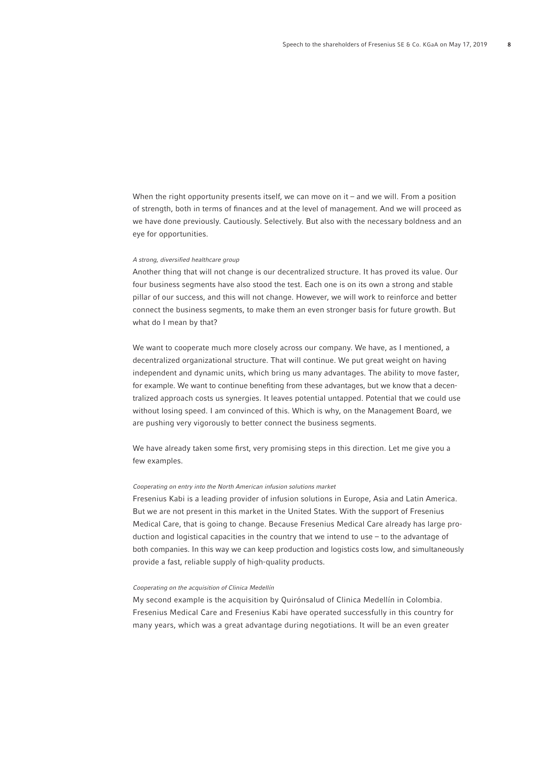When the right opportunity presents itself, we can move on it – and we will. From a position of strength, both in terms of finances and at the level of management. And we will proceed as we have done previously. Cautiously. Selectively. But also with the necessary boldness and an eye for opportunities.

*A strong, diversified healthcare group*

Another thing that will not change is our decentralized structure. It has proved its value. Our four business segments have also stood the test. Each one is on its own a strong and stable pillar of our success, and this will not change. However, we will work to reinforce and better connect the business segments, to make them an even stronger basis for future growth. But what do I mean by that?

We want to cooperate much more closely across our company. We have, as I mentioned, a decentralized organizational structure. That will continue. We put great weight on having independent and dynamic units, which bring us many advantages. The ability to move faster, for example. We want to continue benefiting from these advantages, but we know that a decentralized approach costs us synergies. It leaves potential untapped. Potential that we could use without losing speed. I am convinced of this. Which is why, on the Management Board, we are pushing very vigorously to better connect the business segments.

We have already taken some first, very promising steps in this direction. Let me give you a few examples.

*Cooperating on entry into the North American infusion solutions market*

Fresenius Kabi is a leading provider of infusion solutions in Europe, Asia and Latin America. But we are not present in this market in the United States. With the support of Fresenius Medical Care, that is going to change. Because Fresenius Medical Care already has large production and logistical capacities in the country that we intend to use – to the advantage of both companies. In this way we can keep production and logistics costs low, and simultaneously provide a fast, reliable supply of high-quality products.

*Cooperating on the acquisition of Clinica Medellín*

My second example is the acquisition by Quirónsalud of Clinica Medellín in Colombia. Fresenius Medical Care and Fresenius Kabi have operated successfully in this country for many years, which was a great advantage during negotiations. It will be an even greater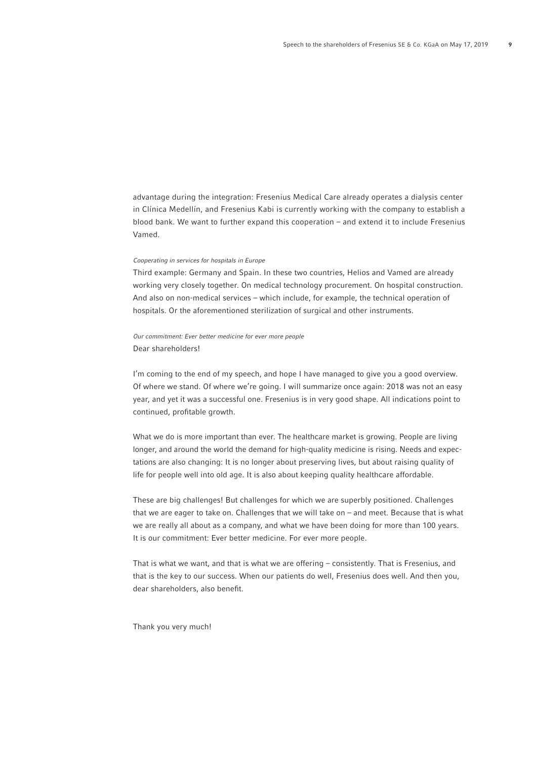advantage during the integration: Fresenius Medical Care already operates a dialysis center in Clínica Medellín, and Fresenius Kabi is currently working with the company to establish a blood bank. We want to further expand this cooperation – and extend it to include Fresenius Vamed.

*Cooperating in services for hospitals in Europe*

Third example: Germany and Spain. In these two countries, Helios and Vamed are already working very closely together. On medical technology procurement. On hospital construction. And also on non-medical services – which include, for example, the technical operation of hospitals. Or the aforementioned sterilization of surgical and other instruments.

*Our commitment: Ever better medicine for ever more people*

Dear shareholders!

I'm coming to the end of my speech, and hope I have managed to give you a good overview. Of where we stand. Of where we're going. I will summarize once again: 2018 was not an easy year, and yet it was a successful one. Fresenius is in very good shape. All indications point to continued, profitable growth.

What we do is more important than ever. The healthcare market is growing. People are living longer, and around the world the demand for high-quality medicine is rising. Needs and expectations are also changing: It is no longer about preserving lives, but about raising quality of life for people well into old age. It is also about keeping quality healthcare affordable.

These are big challenges! But challenges for which we are superbly positioned. Challenges that we are eager to take on. Challenges that we will take on – and meet. Because that is what we are really all about as a company, and what we have been doing for more than 100 years. It is our commitment: Ever better medicine. For ever more people.

That is what we want, and that is what we are offering – consistently. That is Fresenius, and that is the key to our success. When our patients do well, Fresenius does well. And then you, dear shareholders, also benefit.

Thank you very much!